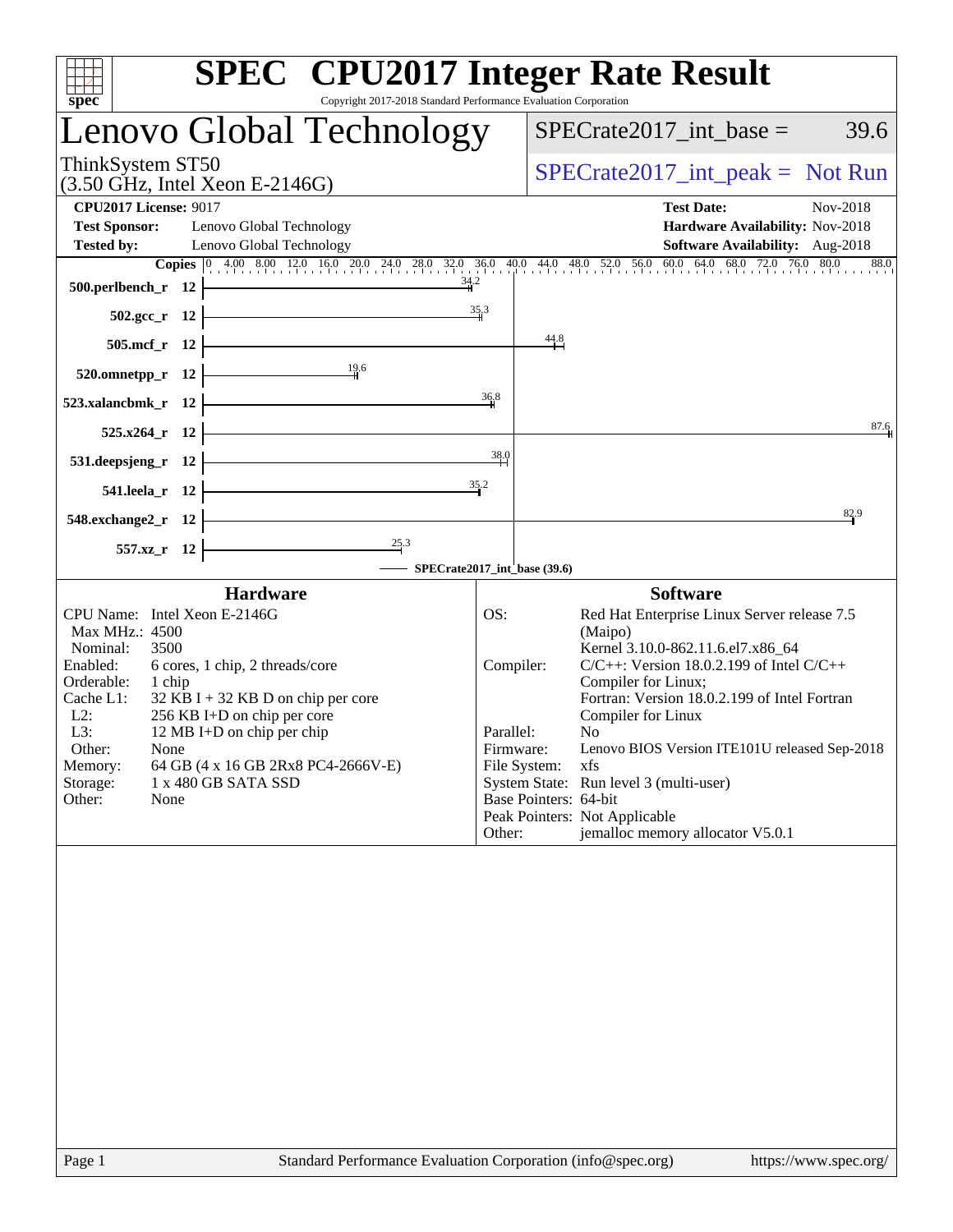# SPEC CPU2017 Integer Rate Result

Copyright 2017-2018 Standard Performance Evaluation Corporation

## Lenovo Global Technology

ThinkSystem ST50
(3.50 GHz, Intel Xeon E-2146G)

SPECrate2017_int_base = 39.6

SPECrate2017_int_peak = Not Run

| | | | |
|---|---|---|---|
| **CPU2017 License:** | 9017 | **Test Date:** | Nov-2018 |
| **Test Sponsor:** | Lenovo Global Technology | **Hardware Availability:** | Nov-2018 |
| **Tested by:** | Lenovo Global Technology | **Software Availability:** | Aug-2018 |

| Benchmark | Copies | Base |
|---|---|---|
| 500.perlbench_r | 12 | 34.2 |
| 502.gcc_r | 12 | 35.3 |
| 505.mcf_r | 12 | 44.8 |
| 520.omnetpp_r | 12 | 19.6 |
| 523.xalancbmk_r | 12 | 36.8 |
| 525.x264_r | 12 | 87.6 |
| 531.deepsjeng_r | 12 | 38.0 |
| 541.leela_r | 12 | 35.2 |
| 548.exchange2_r | 12 | 82.9 |
| 557.xz_r | 12 | 25.3 |

SPECrate2017_int_base (39.6)

### Hardware

| | |
|---|---|
| CPU Name: | Intel Xeon E-2146G |
| Max MHz.: | 4500 |
| Nominal: | 3500 |
| Enabled: | 6 cores, 1 chip, 2 threads/core |
| Orderable: | 1 chip |
| Cache L1: | 32 KB I + 32 KB D on chip per core |
| L2: | 256 KB I+D on chip per core |
| L3: | 12 MB I+D on chip per chip |
| Other: | None |
| Memory: | 64 GB (4 x 16 GB 2Rx8 PC4-2666V-E) |
| Storage: | 1 x 480 GB SATA SSD |
| Other: | None |

### Software

| | |
|---|---|
| OS: | Red Hat Enterprise Linux Server release 7.5 (Maipo) Kernel 3.10.0-862.11.6.el7.x86_64 |
| Compiler: | C/C++: Version 18.0.2.199 of Intel C/C++ Compiler for Linux; Fortran: Version 18.0.2.199 of Intel Fortran Compiler for Linux |
| Parallel: | No |
| Firmware: | Lenovo BIOS Version ITE101U released Sep-2018 |
| File System: | xfs |
| System State: | Run level 3 (multi-user) |
| Base Pointers: | 64-bit |
| Peak Pointers: | Not Applicable |
| Other: | jemalloc memory allocator V5.0.1 |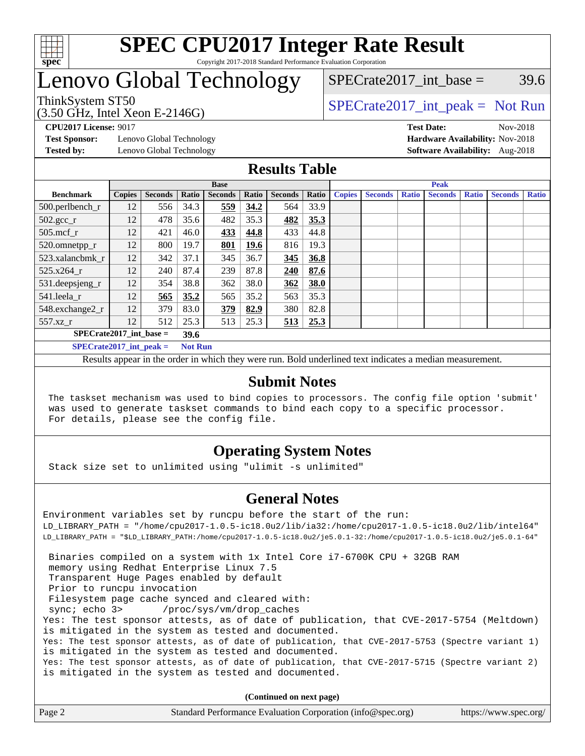# SPEC CPU2017 Integer Rate Result

Copyright 2017-2018 Standard Performance Evaluation Corporation

# Lenovo Global Technology

ThinkSystem ST50
(3.50 GHz, Intel Xeon E-2146G)

SPECrate2017_int_base = 39.6

SPECrate2017_int_peak = Not Run

**CPU2017 License:** 9017
**Test Sponsor:** Lenovo Global Technology
**Tested by:** Lenovo Global Technology

**Test Date:** Nov-2018
**Hardware Availability:** Nov-2018
**Software Availability:** Aug-2018

## Results Table

| Benchmark | Base | | | | | | | Peak | | | | | | |
|---|---|---|---|---|---|---|---|---|---|---|---|---|---|---|
| | Copies | Seconds | Ratio | Seconds | Ratio | Seconds | Ratio | Copies | Seconds | Ratio | Seconds | Ratio | Seconds | Ratio |
| 500.perlbench_r | 12 | 556 | 34.3 | **559** | **34.2** | 564 | 33.9 | | | | | | | |
| 502.gcc_r | 12 | 478 | 35.6 | 482 | 35.3 | **482** | **35.3** | | | | | | | |
| 505.mcf_r | 12 | 421 | 46.0 | **433** | **44.8** | 433 | 44.8 | | | | | | | |
| 520.omnetpp_r | 12 | 800 | 19.7 | **801** | **19.6** | 816 | 19.3 | | | | | | | |
| 523.xalancbmk_r | 12 | 342 | 37.1 | 345 | 36.7 | **345** | **36.8** | | | | | | | |
| 525.x264_r | 12 | 240 | 87.4 | 239 | 87.8 | **240** | **87.6** | | | | | | | |
| 531.deepsjeng_r | 12 | 354 | 38.8 | 362 | 38.0 | **362** | **38.0** | | | | | | | |
| 541.leela_r | 12 | **565** | **35.2** | 565 | 35.2 | 563 | 35.3 | | | | | | | |
| 548.exchange2_r | 12 | 379 | 83.0 | **379** | **82.9** | 380 | 82.8 | | | | | | | |
| 557.xz_r | 12 | 512 | 25.3 | 513 | 25.3 | **513** | **25.3** | | | | | | | |

**SPECrate2017_int_base = 39.6**

**SPECrate2017_int_peak = Not Run**

Results appear in the order in which they were run. Bold underlined text indicates a median measurement.

## Submit Notes

```
The taskset mechanism was used to bind copies to processors. The config file option 'submit'
was used to generate taskset commands to bind each copy to a specific processor.
For details, please see the config file.
```

## Operating System Notes

```
Stack size set to unlimited using "ulimit -s unlimited"
```

## General Notes

```
Environment variables set by runcpu before the start of the run:
LD_LIBRARY_PATH = "/home/cpu2017-1.0.5-ic18.0u2/lib/ia32:/home/cpu2017-1.0.5-ic18.0u2/lib/intel64"
LD_LIBRARY_PATH = "$LD_LIBRARY_PATH:/home/cpu2017-1.0.5-ic18.0u2/je5.0.1-32:/home/cpu2017-1.0.5-ic18.0u2/je5.0.1-64"

 Binaries compiled on a system with 1x Intel Core i7-6700K CPU + 32GB RAM
 memory using Redhat Enterprise Linux 7.5
 Transparent Huge Pages enabled by default
 Prior to runcpu invocation
 Filesystem page cache synced and cleared with:
 sync; echo 3>       /proc/sys/vm/drop_caches
Yes: The test sponsor attests, as of date of publication, that CVE-2017-5754 (Meltdown)
is mitigated in the system as tested and documented.
Yes: The test sponsor attests, as of date of publication, that CVE-2017-5753 (Spectre variant 1)
is mitigated in the system as tested and documented.
Yes: The test sponsor attests, as of date of publication, that CVE-2017-5715 (Spectre variant 2)
is mitigated in the system as tested and documented.
```

**(Continued on next page)**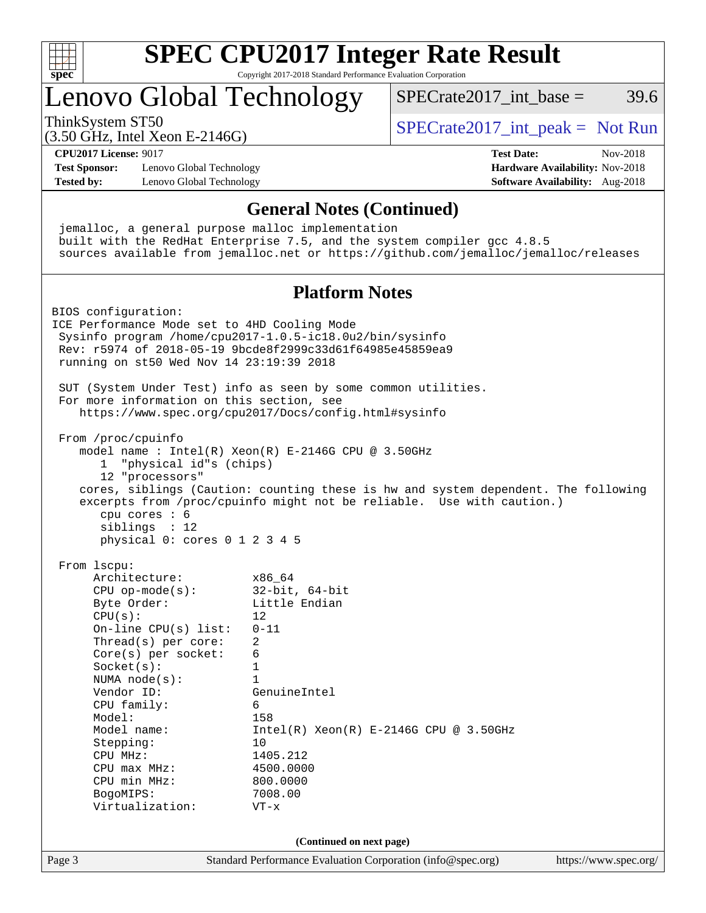# SPEC CPU2017 Integer Rate Result

Copyright 2017-2018 Standard Performance Evaluation Corporation

## Lenovo Global Technology

ThinkSystem ST50
(3.50 GHz, Intel Xeon E-2146G)

SPECrate2017_int_base = 39.6

SPECrate2017_int_peak = Not Run

**CPU2017 License:** 9017
**Test Sponsor:** Lenovo Global Technology
**Tested by:** Lenovo Global Technology

**Test Date:** Nov-2018
**Hardware Availability:** Nov-2018
**Software Availability:** Aug-2018

### General Notes (Continued)

```
 jemalloc, a general purpose malloc implementation
 built with the RedHat Enterprise 7.5, and the system compiler gcc 4.8.5
 sources available from jemalloc.net or https://github.com/jemalloc/jemalloc/releases
```

### Platform Notes

```
BIOS configuration:
ICE Performance Mode set to 4HD Cooling Mode
 Sysinfo program /home/cpu2017-1.0.5-ic18.0u2/bin/sysinfo
 Rev: r5974 of 2018-05-19 9bcde8f2999c33d61f64985e45859ea9
 running on st50 Wed Nov 14 23:19:39 2018

 SUT (System Under Test) info as seen by some common utilities.
 For more information on this section, see
    https://www.spec.org/cpu2017/Docs/config.html#sysinfo

 From /proc/cpuinfo
    model name : Intel(R) Xeon(R) E-2146G CPU @ 3.50GHz
       1  "physical id"s (chips)
       12 "processors"
    cores, siblings (Caution: counting these is hw and system dependent. The following
    excerpts from /proc/cpuinfo might not be reliable.  Use with caution.)
       cpu cores : 6
       siblings  : 12
       physical 0: cores 0 1 2 3 4 5

 From lscpu:
      Architecture:          x86_64
      CPU op-mode(s):        32-bit, 64-bit
      Byte Order:            Little Endian
      CPU(s):                12
      On-line CPU(s) list:   0-11
      Thread(s) per core:    2
      Core(s) per socket:    6
      Socket(s):             1
      NUMA node(s):          1
      Vendor ID:             GenuineIntel
      CPU family:            6
      Model:                 158
      Model name:            Intel(R) Xeon(R) E-2146G CPU @ 3.50GHz
      Stepping:              10
      CPU MHz:               1405.212
      CPU max MHz:           4500.0000
      CPU min MHz:           800.0000
      BogoMIPS:              7008.00
      Virtualization:        VT-x
```

**(Continued on next page)**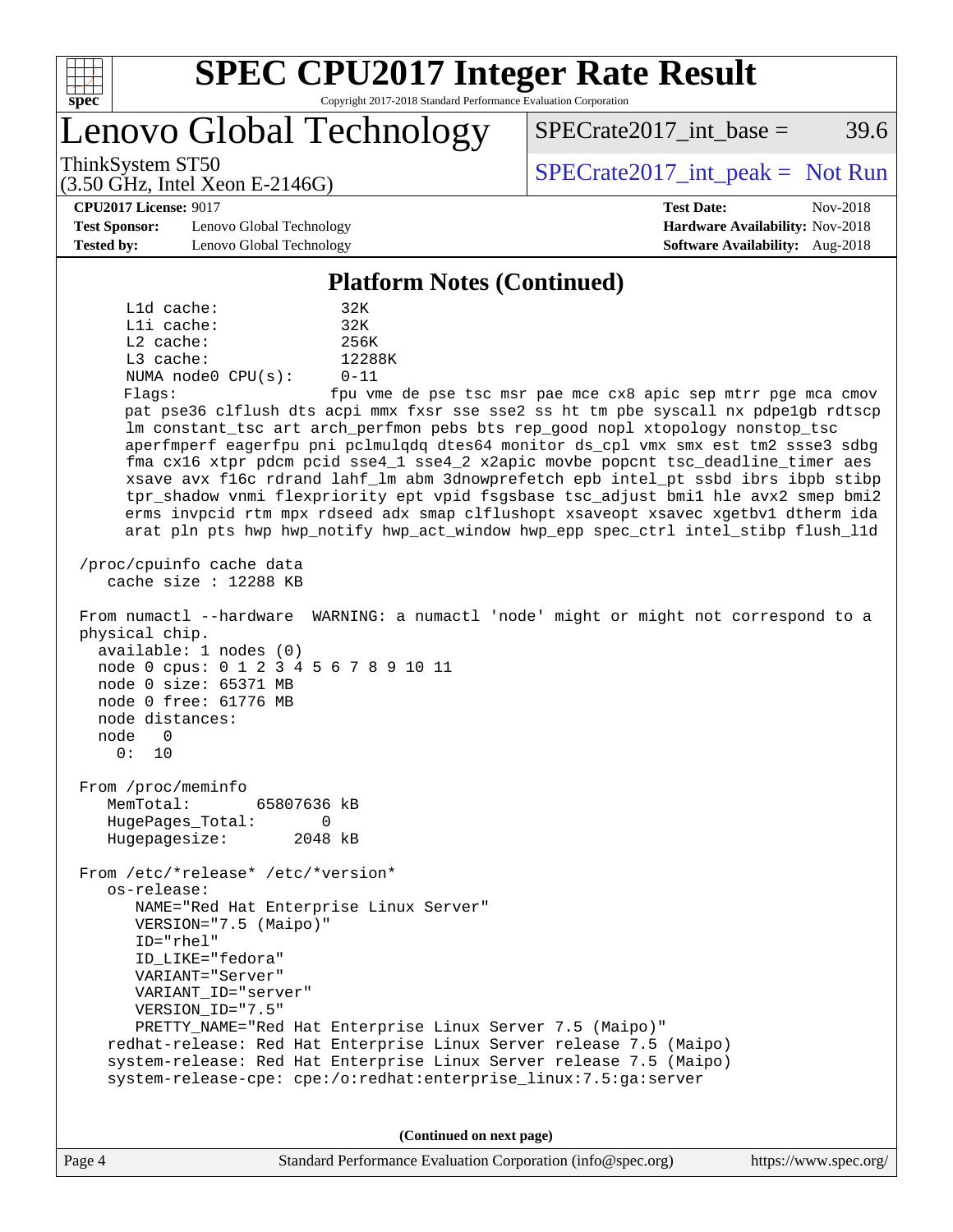## Platform Notes (Continued)

```
     L1d cache:              32K
     L1i cache:              32K
     L2 cache:               256K
     L3 cache:               12288K
     NUMA node0 CPU(s):      0-11
     Flags:                  fpu vme de pse tsc msr pae mce cx8 apic sep mtrr pge mca cmov
     pat pse36 clflush dts acpi mmx fxsr sse sse2 ss ht tm pbe syscall nx pdpe1gb rdtscp
     lm constant_tsc art arch_perfmon pebs bts rep_good nopl xtopology nonstop_tsc
     aperfmperf eagerfpu pni pclmulqdq dtes64 monitor ds_cpl vmx smx est tm2 ssse3 sdbg
     fma cx16 xtpr pdcm pcid sse4_1 sse4_2 x2apic movbe popcnt tsc_deadline_timer aes
     xsave avx f16c rdrand lahf_lm abm 3dnowprefetch epb intel_pt ssbd ibrs ibpb stibp
     tpr_shadow vnmi flexpriority ept vpid fsgsbase tsc_adjust bmi1 hle avx2 smep bmi2
     erms invpcid rtm mpx rdseed adx smap clflushopt xsaveopt xsavec xgetbv1 dtherm ida
     arat pln pts hwp hwp_notify hwp_act_window hwp_epp spec_ctrl intel_stibp flush_l1d

 /proc/cpuinfo cache data
    cache size : 12288 KB

 From numactl --hardware  WARNING: a numactl 'node' might or might not correspond to a
 physical chip.
   available: 1 nodes (0)
   node 0 cpus: 0 1 2 3 4 5 6 7 8 9 10 11
   node 0 size: 65371 MB
   node 0 free: 61776 MB
   node distances:
   node   0
     0:  10

 From /proc/meminfo
    MemTotal:       65807636 kB
    HugePages_Total:       0
    Hugepagesize:       2048 kB

 From /etc/*release* /etc/*version*
    os-release:
       NAME="Red Hat Enterprise Linux Server"
       VERSION="7.5 (Maipo)"
       ID="rhel"
       ID_LIKE="fedora"
       VARIANT="Server"
       VARIANT_ID="server"
       VERSION_ID="7.5"
       PRETTY_NAME="Red Hat Enterprise Linux Server 7.5 (Maipo)"
    redhat-release: Red Hat Enterprise Linux Server release 7.5 (Maipo)
    system-release: Red Hat Enterprise Linux Server release 7.5 (Maipo)
    system-release-cpe: cpe:/o:redhat:enterprise_linux:7.5:ga:server
```

**(Continued on next page)**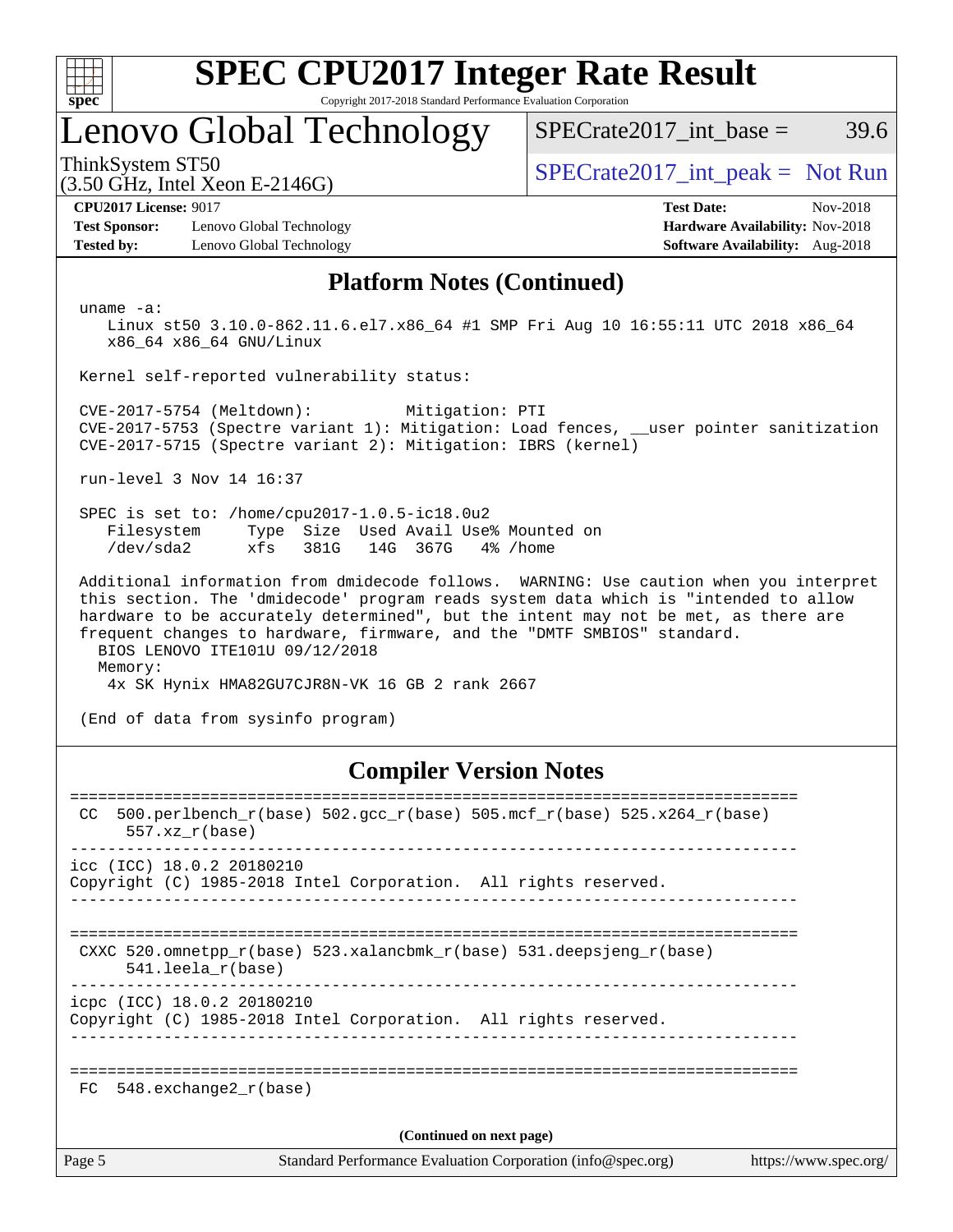## Platform Notes (Continued)

```
uname -a:
   Linux st50 3.10.0-862.11.6.el7.x86_64 #1 SMP Fri Aug 10 16:55:11 UTC 2018 x86_64
   x86_64 x86_64 GNU/Linux

Kernel self-reported vulnerability status:

CVE-2017-5754 (Meltdown):          Mitigation: PTI
CVE-2017-5753 (Spectre variant 1): Mitigation: Load fences, __user pointer sanitization
CVE-2017-5715 (Spectre variant 2): Mitigation: IBRS (kernel)

run-level 3 Nov 14 16:37

SPEC is set to: /home/cpu2017-1.0.5-ic18.0u2
   Filesystem     Type  Size  Used Avail Use% Mounted on
   /dev/sda2      xfs   381G   14G  367G   4% /home

Additional information from dmidecode follows.  WARNING: Use caution when you interpret
this section. The 'dmidecode' program reads system data which is "intended to allow
hardware to be accurately determined", but the intent may not be met, as there are
frequent changes to hardware, firmware, and the "DMTF SMBIOS" standard.
  BIOS LENOVO ITE101U 09/12/2018
  Memory:
   4x SK Hynix HMA82GU7CJR8N-VK 16 GB 2 rank 2667

(End of data from sysinfo program)
```

## Compiler Version Notes

```
==============================================================================
 CC  500.perlbench_r(base) 502.gcc_r(base) 505.mcf_r(base) 525.x264_r(base)
      557.xz_r(base)
------------------------------------------------------------------------------
icc (ICC) 18.0.2 20180210
Copyright (C) 1985-2018 Intel Corporation.  All rights reserved.
------------------------------------------------------------------------------

==============================================================================
 CXXC 520.omnetpp_r(base) 523.xalancbmk_r(base) 531.deepsjeng_r(base)
      541.leela_r(base)
------------------------------------------------------------------------------
icpc (ICC) 18.0.2 20180210
Copyright (C) 1985-2018 Intel Corporation.  All rights reserved.
------------------------------------------------------------------------------

==============================================================================
 FC  548.exchange2_r(base)
```

**(Continued on next page)**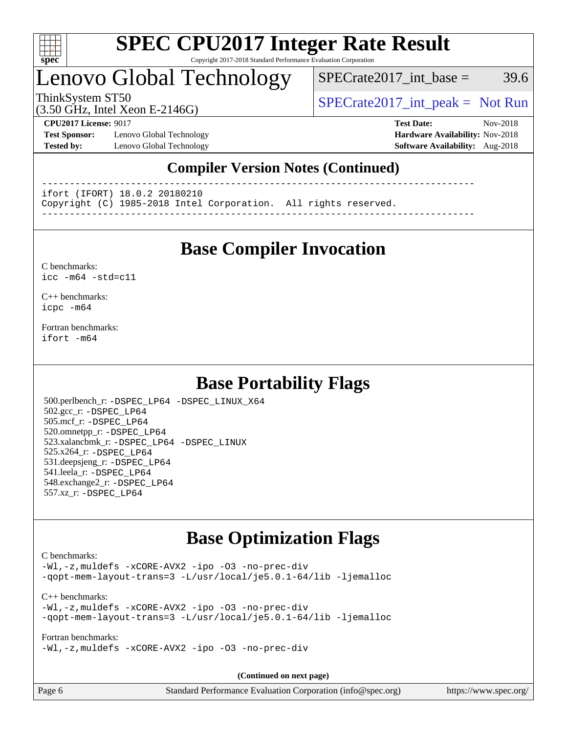# SPEC CPU2017 Integer Rate Result

Copyright 2017-2018 Standard Performance Evaluation Corporation

## Lenovo Global Technology

ThinkSystem ST50
(3.50 GHz, Intel Xeon E-2146G)

SPECrate2017_int_base = 39.6

SPECrate2017_int_peak = Not Run

**CPU2017 License:** 9017
**Test Sponsor:** Lenovo Global Technology
**Tested by:** Lenovo Global Technology

**Test Date:** Nov-2018
**Hardware Availability:** Nov-2018
**Software Availability:** Aug-2018

## Compiler Version Notes (Continued)

```
==============================================================================
ifort (IFORT) 18.0.2 20180210
Copyright (C) 1985-2018 Intel Corporation.  All rights reserved.
------------------------------------------------------------------------------
```

## Base Compiler Invocation

C benchmarks:
`icc -m64 -std=c11`

C++ benchmarks:
`icpc -m64`

Fortran benchmarks:
`ifort -m64`

## Base Portability Flags

500.perlbench_r: `-DSPEC_LP64 -DSPEC_LINUX_X64`
502.gcc_r: `-DSPEC_LP64`
505.mcf_r: `-DSPEC_LP64`
520.omnetpp_r: `-DSPEC_LP64`
523.xalancbmk_r: `-DSPEC_LP64 -DSPEC_LINUX`
525.x264_r: `-DSPEC_LP64`
531.deepsjeng_r: `-DSPEC_LP64`
541.leela_r: `-DSPEC_LP64`
548.exchange2_r: `-DSPEC_LP64`
557.xz_r: `-DSPEC_LP64`

## Base Optimization Flags

C benchmarks:
```
-Wl,-z,muldefs -xCORE-AVX2 -ipo -O3 -no-prec-div
-qopt-mem-layout-trans=3 -L/usr/local/je5.0.1-64/lib -ljemalloc
```

C++ benchmarks:
```
-Wl,-z,muldefs -xCORE-AVX2 -ipo -O3 -no-prec-div
-qopt-mem-layout-trans=3 -L/usr/local/je5.0.1-64/lib -ljemalloc
```

Fortran benchmarks:
```
-Wl,-z,muldefs -xCORE-AVX2 -ipo -O3 -no-prec-div
```

**(Continued on next page)**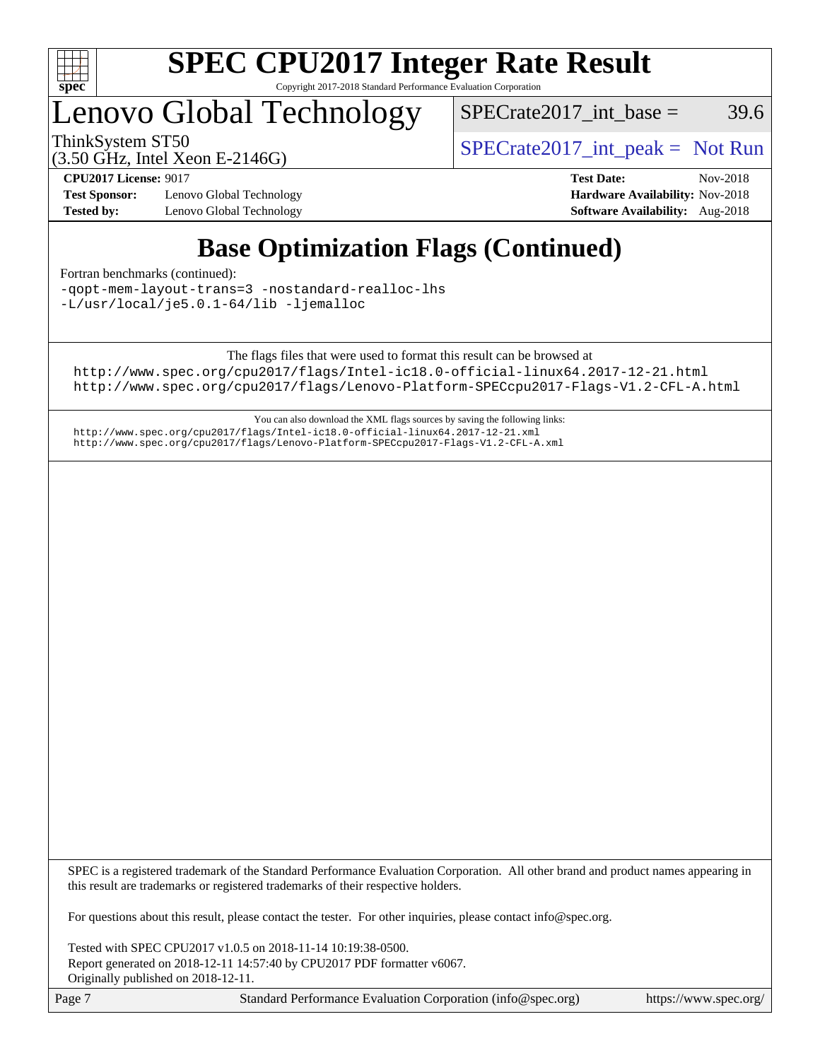# Base Optimization Flags (Continued)

Fortran benchmarks (continued):

```
-qopt-mem-layout-trans=3 -nostandard-realloc-lhs
-L/usr/local/je5.0.1-64/lib -ljemalloc
```

The flags files that were used to format this result can be browsed at

http://www.spec.org/cpu2017/flags/Intel-ic18.0-official-linux64.2017-12-21.html
http://www.spec.org/cpu2017/flags/Lenovo-Platform-SPECcpu2017-Flags-V1.2-CFL-A.html

You can also download the XML flags sources by saving the following links:

http://www.spec.org/cpu2017/flags/Intel-ic18.0-official-linux64.2017-12-21.xml
http://www.spec.org/cpu2017/flags/Lenovo-Platform-SPECcpu2017-Flags-V1.2-CFL-A.xml

SPEC is a registered trademark of the Standard Performance Evaluation Corporation. All other brand and product names appearing in this result are trademarks or registered trademarks of their respective holders.

For questions about this result, please contact the tester. For other inquiries, please contact info@spec.org.

Tested with SPEC CPU2017 v1.0.5 on 2018-11-14 10:19:38-0500.
Report generated on 2018-12-11 14:57:40 by CPU2017 PDF formatter v6067.
Originally published on 2018-12-11.